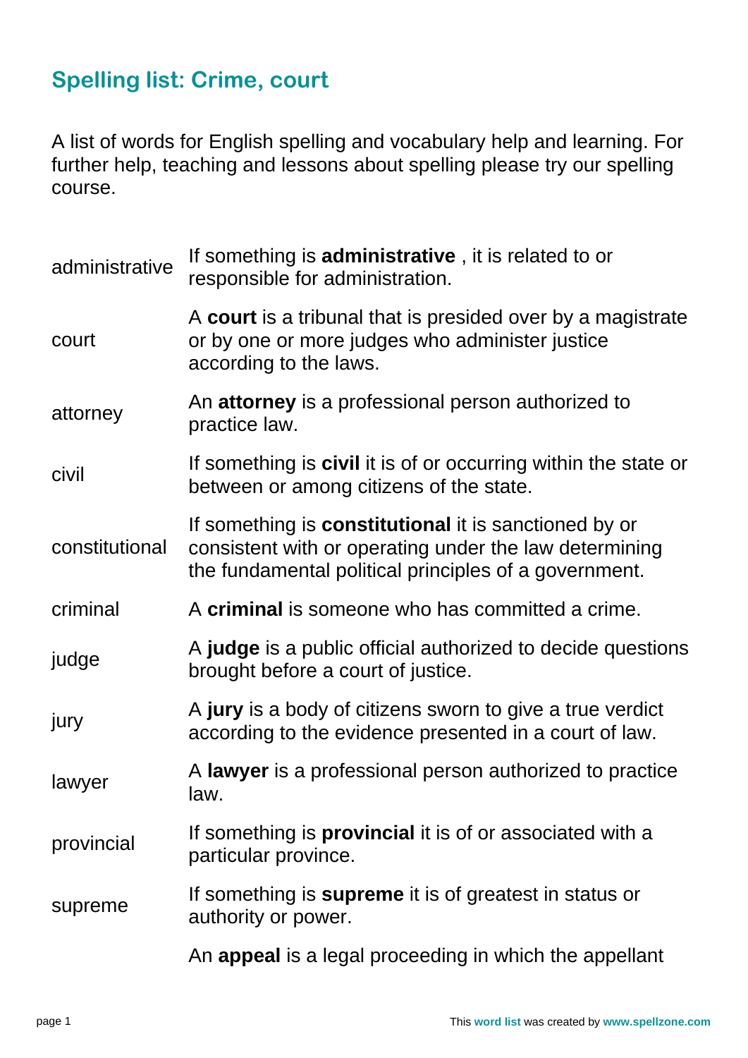## Spelling list: Crime, court

A list of words for English spelling and vocabulary help and learning. For further help, teaching and lessons about spelling please try our spelling course.

| | |
|---|---|
| administrative | If something is **administrative** , it is related to or responsible for administration. |
| court | A **court** is a tribunal that is presided over by a magistrate or by one or more judges who administer justice according to the laws. |
| attorney | An **attorney** is a professional person authorized to practice law. |
| civil | If something is **civil** it is of or occurring within the state or between or among citizens of the state. |
| constitutional | If something is **constitutional** it is sanctioned by or consistent with or operating under the law determining the fundamental political principles of a government. |
| criminal | A **criminal** is someone who has committed a crime. |
| judge | A **judge** is a public official authorized to decide questions brought before a court of justice. |
| jury | A **jury** is a body of citizens sworn to give a true verdict according to the evidence presented in a court of law. |
| lawyer | A **lawyer** is a professional person authorized to practice law. |
| provincial | If something is **provincial** it is of or associated with a particular province. |
| supreme | If something is **supreme** it is of greatest in status or authority or power. |
| | An **appeal** is a legal proceeding in which the appellant |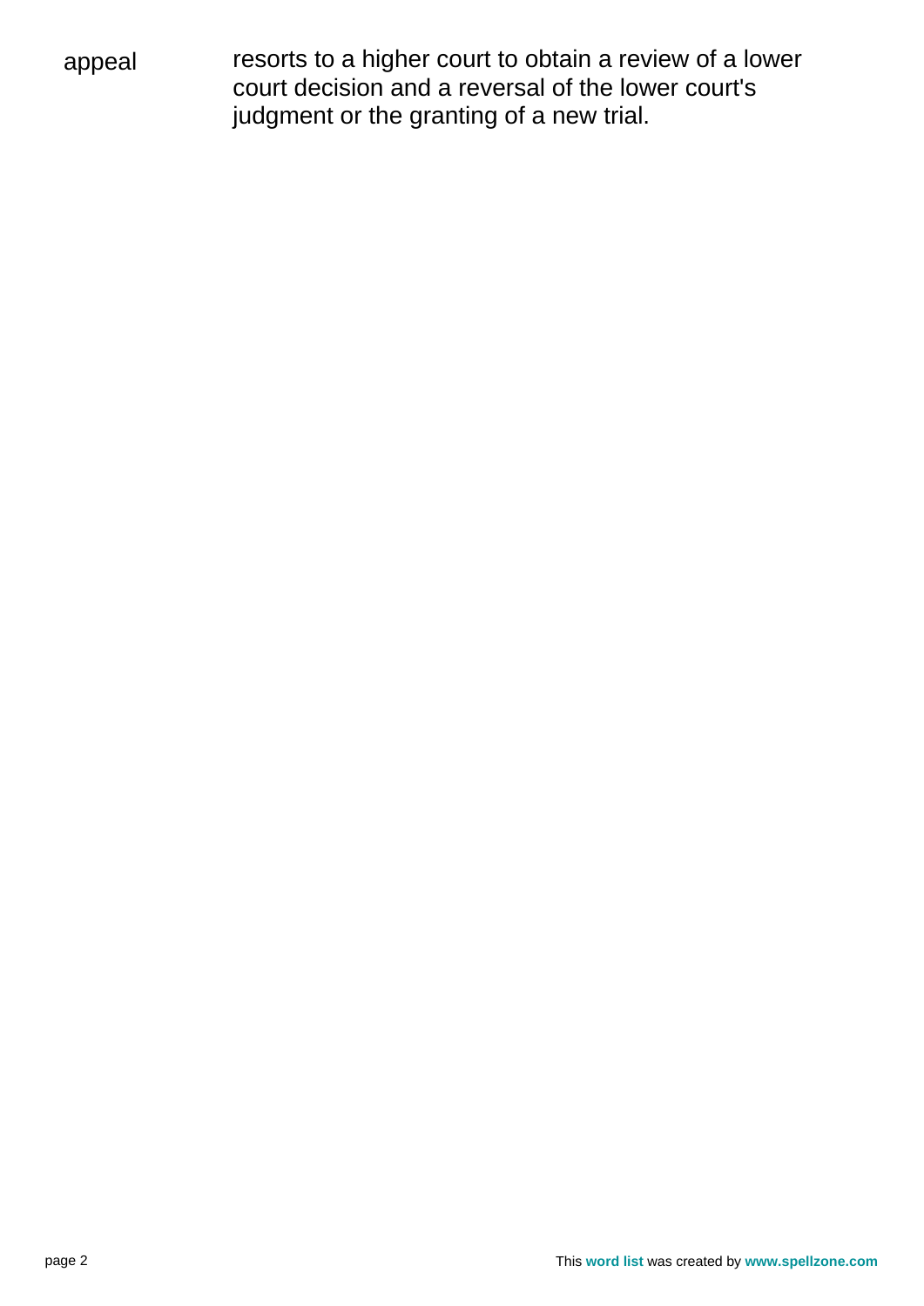| | |
|---|---|
| appeal | resorts to a higher court to obtain a review of a lower court decision and a reversal of the lower court's judgment or the granting of a new trial. |